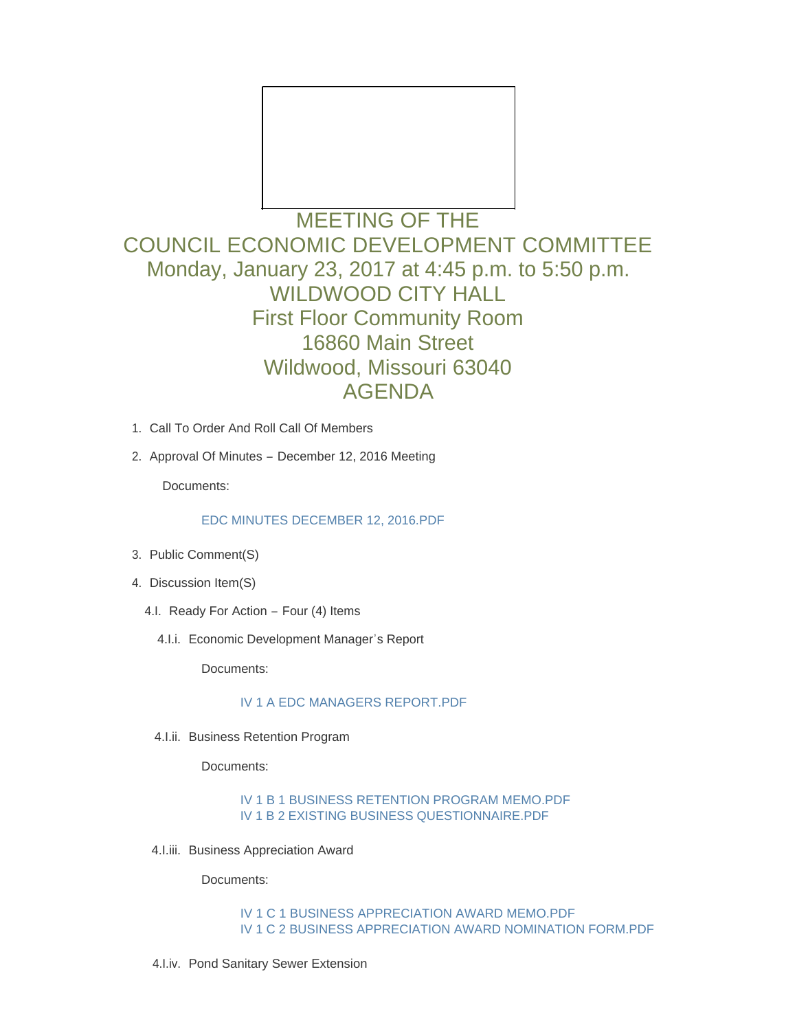# MEETING OF THE
# COUNCIL ECONOMIC DEVELOPMENT COMMITTEE
## Monday, January 23, 2017 at 4:45 p.m. to 5:50 p.m.
## WILDWOOD CITY HALL
## First Floor Community Room
## 16860 Main Street
## Wildwood, Missouri 63040
## AGENDA

1. Call To Order And Roll Call Of Members
2. Approval Of Minutes – December 12, 2016 Meeting

   Documents:

   EDC MINUTES DECEMBER 12, 2016.PDF

3. Public Comment(S)
4. Discussion Item(S)

   4.I. Ready For Action – Four (4) Items

   4.I.i. Economic Development Manager's Report

   Documents:

   IV 1 A EDC MANAGERS REPORT.PDF

   4.I.ii. Business Retention Program

   Documents:

   IV 1 B 1 BUSINESS RETENTION PROGRAM MEMO.PDF
   IV 1 B 2 EXISTING BUSINESS QUESTIONNAIRE.PDF

   4.I.iii. Business Appreciation Award

   Documents:

   IV 1 C 1 BUSINESS APPRECIATION AWARD MEMO.PDF
   IV 1 C 2 BUSINESS APPRECIATION AWARD NOMINATION FORM.PDF

   4.I.iv. Pond Sanitary Sewer Extension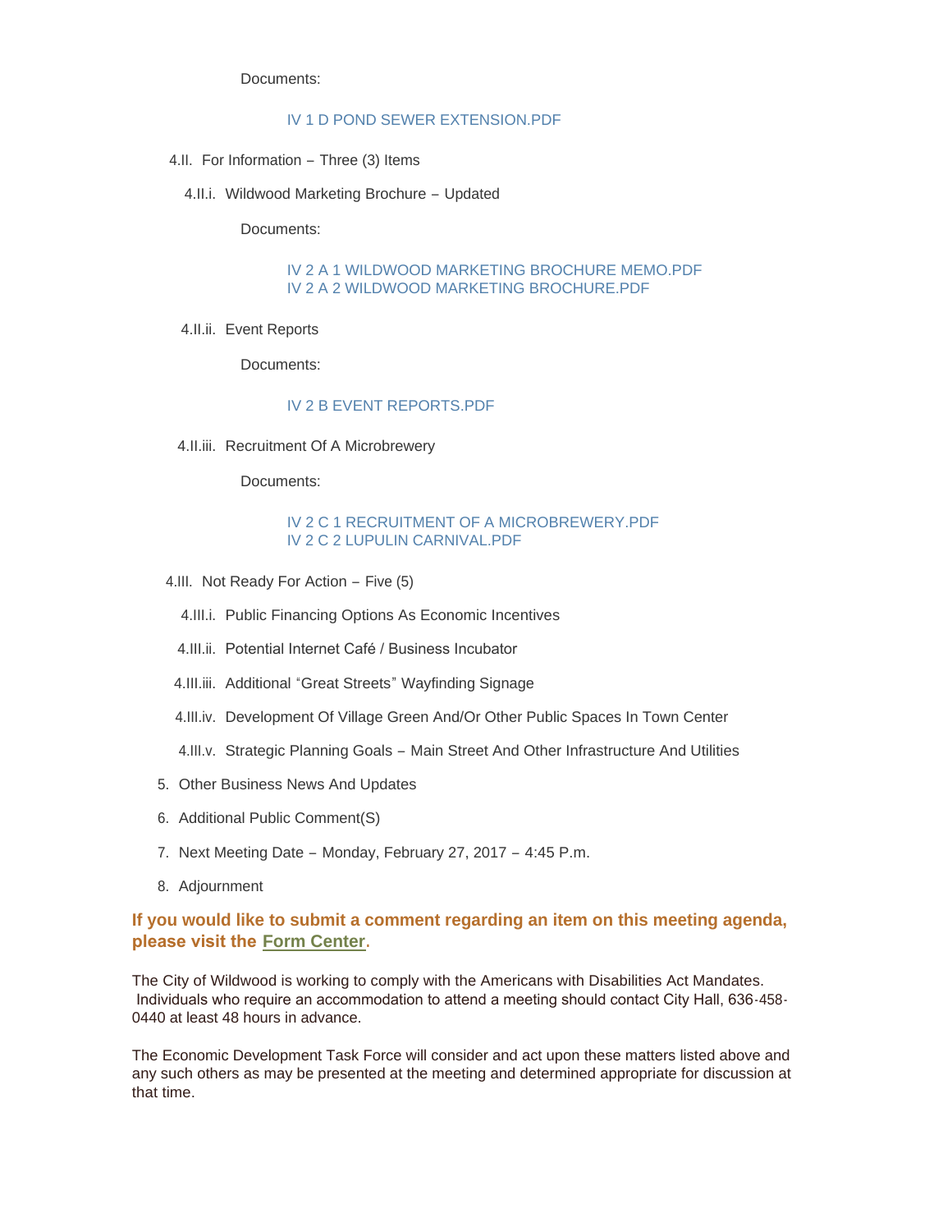Documents:

IV 1 D POND SEWER EXTENSION.PDF

4.II. For Information – Three (3) Items

4.II.i. Wildwood Marketing Brochure – Updated

Documents:

IV 2 A 1 WILDWOOD MARKETING BROCHURE MEMO.PDF
IV 2 A 2 WILDWOOD MARKETING BROCHURE.PDF

4.II.ii. Event Reports

Documents:

IV 2 B EVENT REPORTS.PDF

4.II.iii. Recruitment Of A Microbrewery

Documents:

IV 2 C 1 RECRUITMENT OF A MICROBREWERY.PDF
IV 2 C 2 LUPULIN CARNIVAL.PDF

4.III. Not Ready For Action – Five (5)

4.III.i. Public Financing Options As Economic Incentives

4.III.ii. Potential Internet Café / Business Incubator

4.III.iii. Additional "Great Streets" Wayfinding Signage

4.III.iv. Development Of Village Green And/Or Other Public Spaces In Town Center

4.III.v. Strategic Planning Goals – Main Street And Other Infrastructure And Utilities

5. Other Business News And Updates

6. Additional Public Comment(S)

7. Next Meeting Date – Monday, February 27, 2017 – 4:45 P.m.

8. Adjournment

**If you would like to submit a comment regarding an item on this meeting agenda, please visit the Form Center.**

The City of Wildwood is working to comply with the Americans with Disabilities Act Mandates. Individuals who require an accommodation to attend a meeting should contact City Hall, 636-458-0440 at least 48 hours in advance.

The Economic Development Task Force will consider and act upon these matters listed above and any such others as may be presented at the meeting and determined appropriate for discussion at that time.